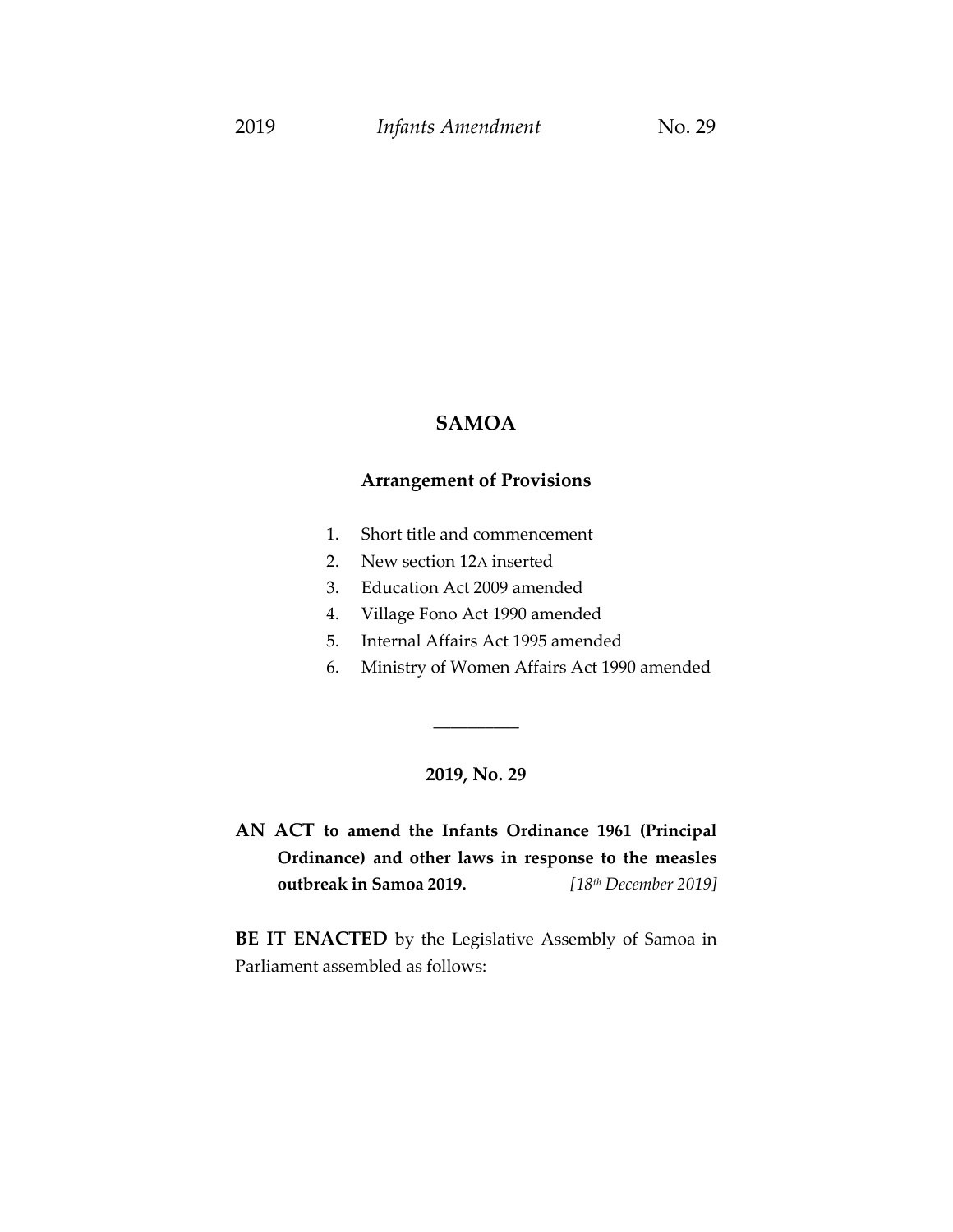# SAMOA

## Arrangement of Provisions

1. Short title and commencement
2. New section 12A inserted
3. Education Act 2009 amended
4. Village Fono Act 1990 amended
5. Internal Affairs Act 1995 amended
6. Ministry of Women Affairs Act 1990 amended

---

**2019, No. 29**

**AN ACT to amend the Infants Ordinance 1961 (Principal Ordinance) and other laws in response to the measles outbreak in Samoa 2019.** *[18th December 2019]*

**BE IT ENACTED** by the Legislative Assembly of Samoa in Parliament assembled as follows: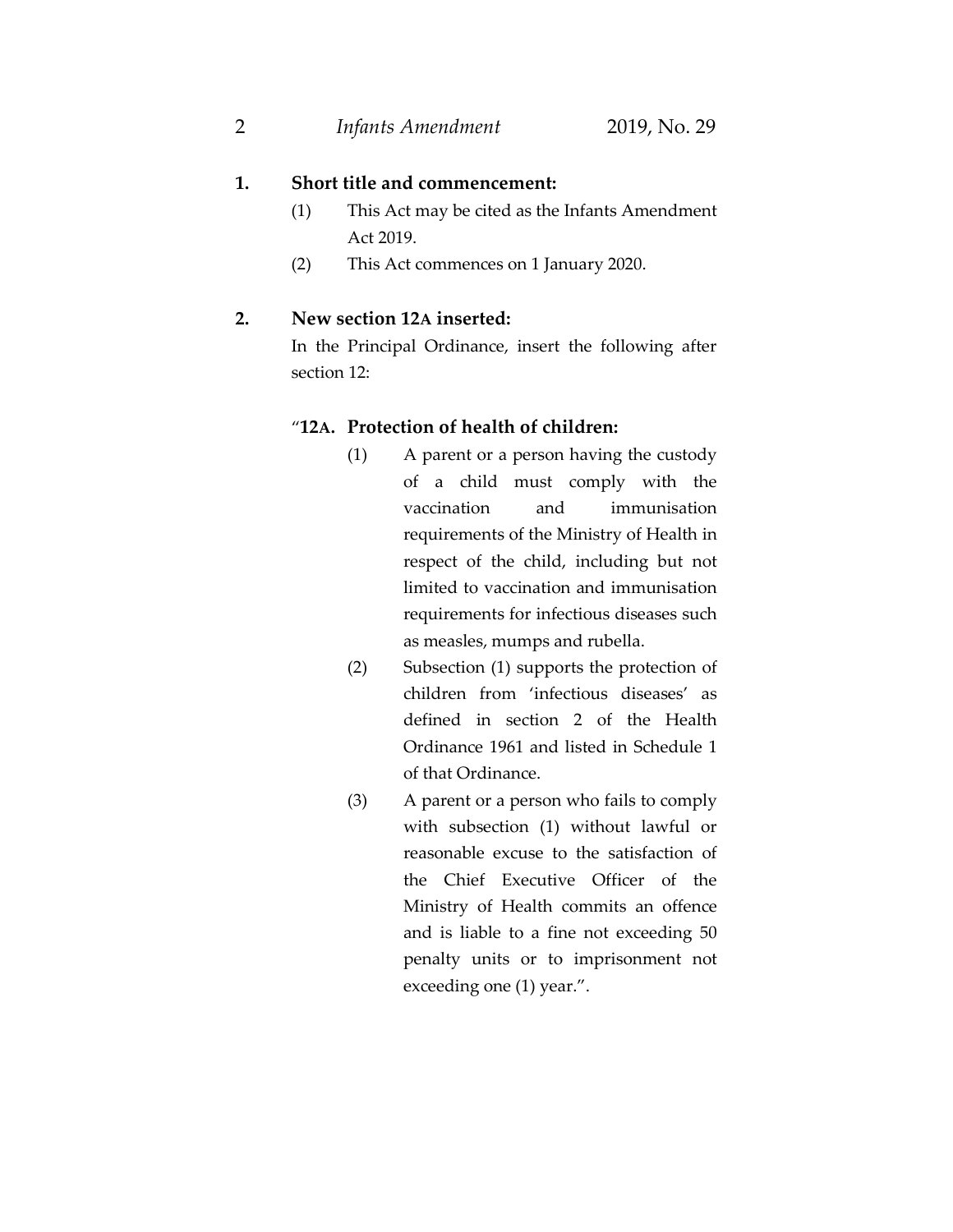**1. Short title and commencement:**

(1) This Act may be cited as the Infants Amendment Act 2019.

(2) This Act commences on 1 January 2020.

**2. New section 12A inserted:**

In the Principal Ordinance, insert the following after section 12:

"**12A. Protection of health of children:**

(1) A parent or a person having the custody of a child must comply with the vaccination and immunisation requirements of the Ministry of Health in respect of the child, including but not limited to vaccination and immunisation requirements for infectious diseases such as measles, mumps and rubella.

(2) Subsection (1) supports the protection of children from 'infectious diseases' as defined in section 2 of the Health Ordinance 1961 and listed in Schedule 1 of that Ordinance.

(3) A parent or a person who fails to comply with subsection (1) without lawful or reasonable excuse to the satisfaction of the Chief Executive Officer of the Ministry of Health commits an offence and is liable to a fine not exceeding 50 penalty units or to imprisonment not exceeding one (1) year.".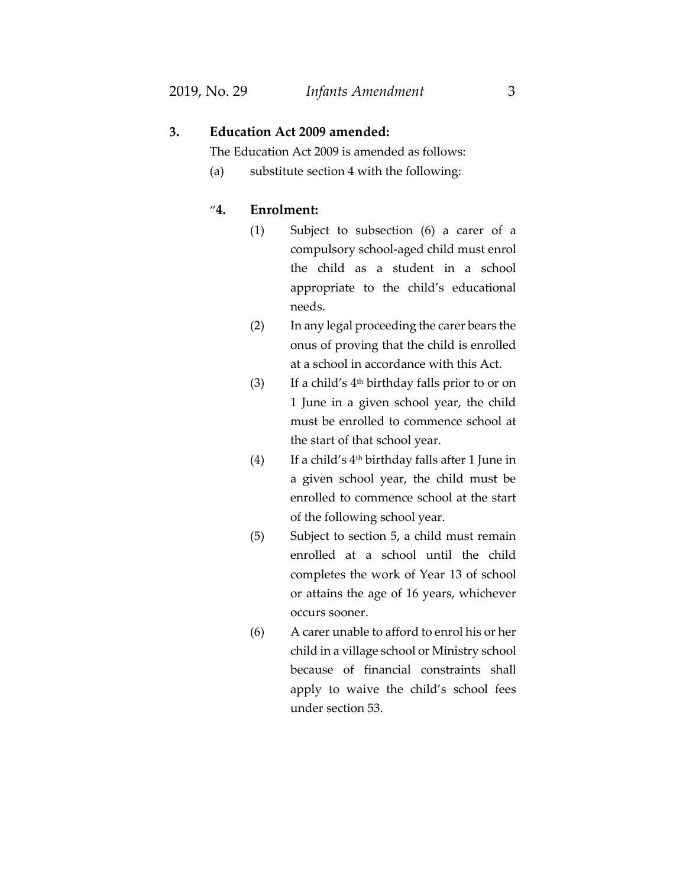**3. Education Act 2009 amended:**

The Education Act 2009 is amended as follows:

(a) substitute section 4 with the following:

"**4. Enrolment:**

(1) Subject to subsection (6) a carer of a compulsory school-aged child must enrol the child as a student in a school appropriate to the child's educational needs.

(2) In any legal proceeding the carer bears the onus of proving that the child is enrolled at a school in accordance with this Act.

(3) If a child's 4th birthday falls prior to or on 1 June in a given school year, the child must be enrolled to commence school at the start of that school year.

(4) If a child's 4th birthday falls after 1 June in a given school year, the child must be enrolled to commence school at the start of the following school year.

(5) Subject to section 5, a child must remain enrolled at a school until the child completes the work of Year 13 of school or attains the age of 16 years, whichever occurs sooner.

(6) A carer unable to afford to enrol his or her child in a village school or Ministry school because of financial constraints shall apply to waive the child's school fees under section 53.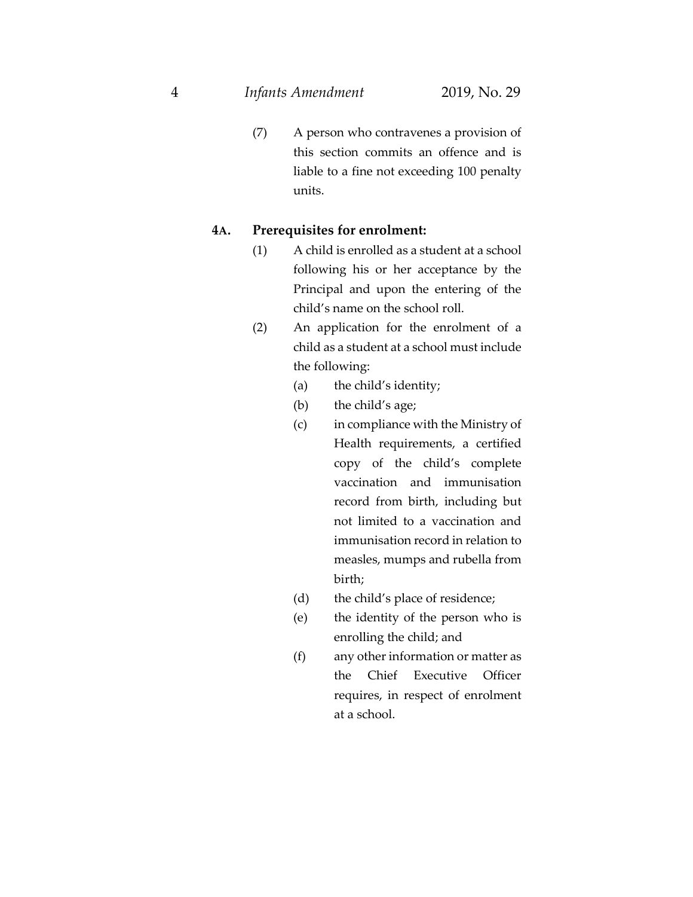(7) A person who contravenes a provision of this section commits an offence and is liable to a fine not exceeding 100 penalty units.

### 4A. Prerequisites for enrolment:

(1) A child is enrolled as a student at a school following his or her acceptance by the Principal and upon the entering of the child's name on the school roll.

(2) An application for the enrolment of a child as a student at a school must include the following:

- (a) the child's identity;
- (b) the child's age;
- (c) in compliance with the Ministry of Health requirements, a certified copy of the child's complete vaccination and immunisation record from birth, including but not limited to a vaccination and immunisation record in relation to measles, mumps and rubella from birth;
- (d) the child's place of residence;
- (e) the identity of the person who is enrolling the child; and
- (f) any other information or matter as the Chief Executive Officer requires, in respect of enrolment at a school.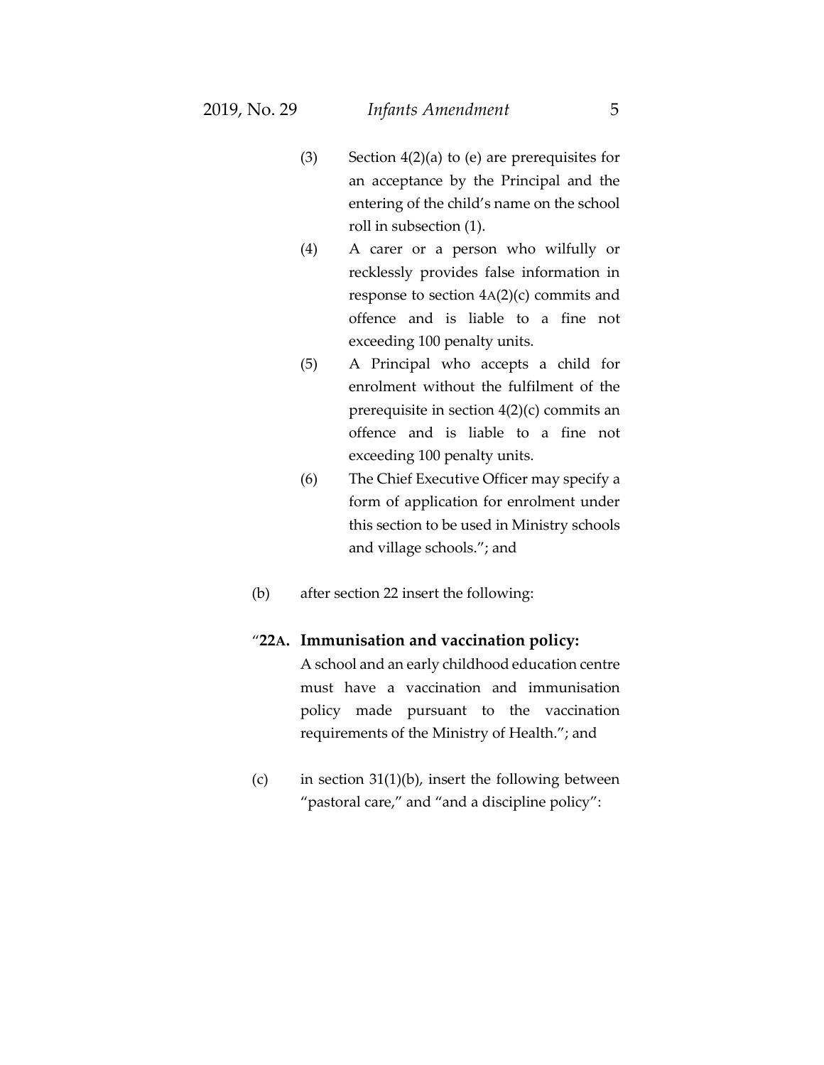(3) Section 4(2)(a) to (e) are prerequisites for an acceptance by the Principal and the entering of the child's name on the school roll in subsection (1).

(4) A carer or a person who wilfully or recklessly provides false information in response to section 4A(2)(c) commits and offence and is liable to a fine not exceeding 100 penalty units.

(5) A Principal who accepts a child for enrolment without the fulfilment of the prerequisite in section 4(2)(c) commits an offence and is liable to a fine not exceeding 100 penalty units.

(6) The Chief Executive Officer may specify a form of application for enrolment under this section to be used in Ministry schools and village schools."; and

(b) after section 22 insert the following:

"**22A. Immunisation and vaccination policy:**
A school and an early childhood education centre must have a vaccination and immunisation policy made pursuant to the vaccination requirements of the Ministry of Health."; and

(c) in section 31(1)(b), insert the following between "pastoral care," and "and a discipline policy":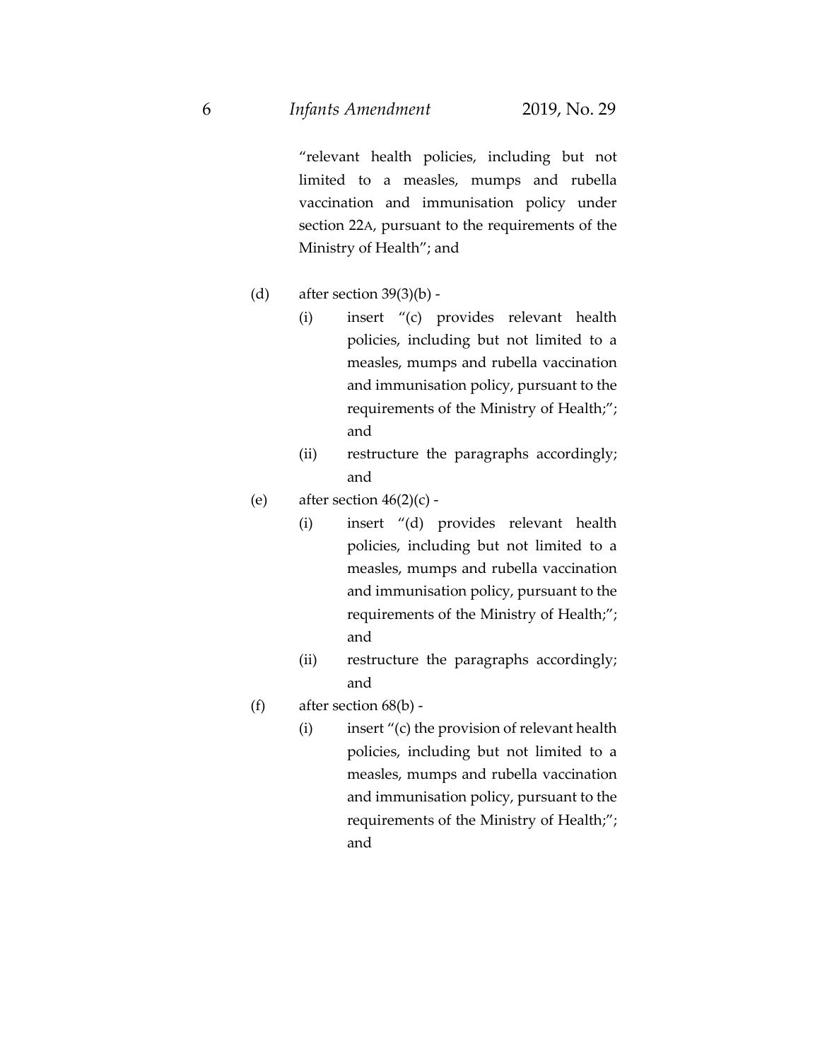"relevant health policies, including but not limited to a measles, mumps and rubella vaccination and immunisation policy under section 22A, pursuant to the requirements of the Ministry of Health"; and

(d) after section 39(3)(b) -

(i) insert "(c) provides relevant health policies, including but not limited to a measles, mumps and rubella vaccination and immunisation policy, pursuant to the requirements of the Ministry of Health;"; and

(ii) restructure the paragraphs accordingly; and

(e) after section 46(2)(c) -

(i) insert "(d) provides relevant health policies, including but not limited to a measles, mumps and rubella vaccination and immunisation policy, pursuant to the requirements of the Ministry of Health;"; and

(ii) restructure the paragraphs accordingly; and

(f) after section 68(b) -

(i) insert "(c) the provision of relevant health policies, including but not limited to a measles, mumps and rubella vaccination and immunisation policy, pursuant to the requirements of the Ministry of Health;"; and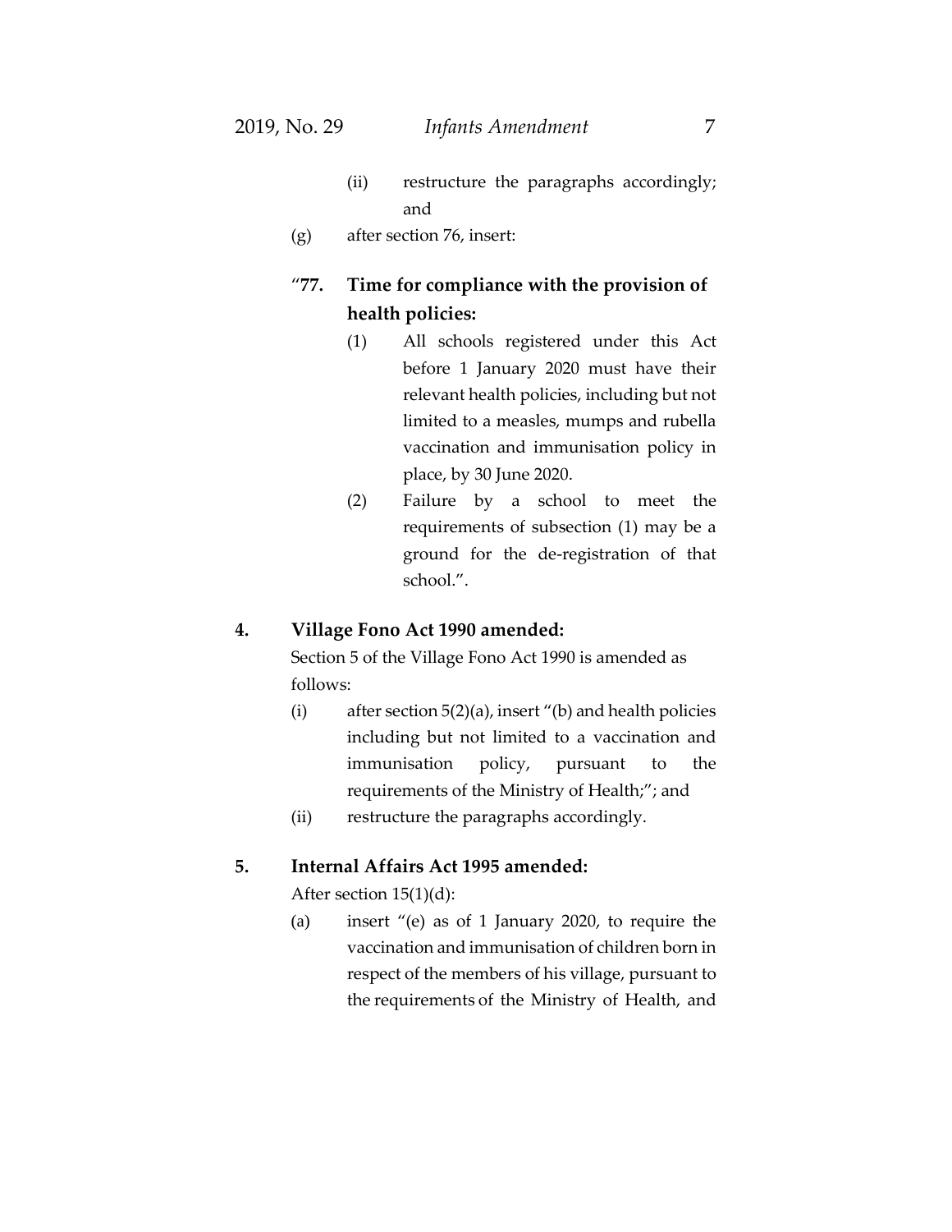(ii) restructure the paragraphs accordingly; and

(g) after section 76, insert:

"**77. Time for compliance with the provision of health policies:**

(1) All schools registered under this Act before 1 January 2020 must have their relevant health policies, including but not limited to a measles, mumps and rubella vaccination and immunisation policy in place, by 30 June 2020.

(2) Failure by a school to meet the requirements of subsection (1) may be a ground for the de-registration of that school.".

**4. Village Fono Act 1990 amended:**

Section 5 of the Village Fono Act 1990 is amended as follows:

(i) after section 5(2)(a), insert "(b) and health policies including but not limited to a vaccination and immunisation policy, pursuant to the requirements of the Ministry of Health;"; and

(ii) restructure the paragraphs accordingly.

**5. Internal Affairs Act 1995 amended:**

After section 15(1)(d):

(a) insert "(e) as of 1 January 2020, to require the vaccination and immunisation of children born in respect of the members of his village, pursuant to the requirements of the Ministry of Health, and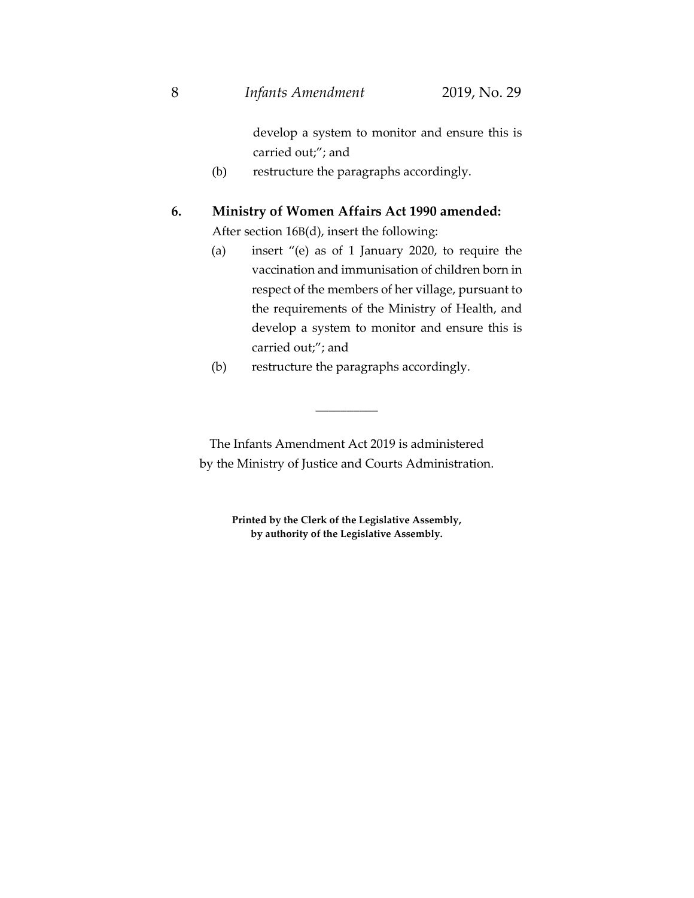develop a system to monitor and ensure this is carried out;"; and

(b) restructure the paragraphs accordingly.

**6. Ministry of Women Affairs Act 1990 amended:**

After section 16B(d), insert the following:

(a) insert "(e) as of 1 January 2020, to require the vaccination and immunisation of children born in respect of the members of her village, pursuant to the requirements of the Ministry of Health, and develop a system to monitor and ensure this is carried out;"; and

(b) restructure the paragraphs accordingly.

---

The Infants Amendment Act 2019 is administered by the Ministry of Justice and Courts Administration.

**Printed by the Clerk of the Legislative Assembly, by authority of the Legislative Assembly.**